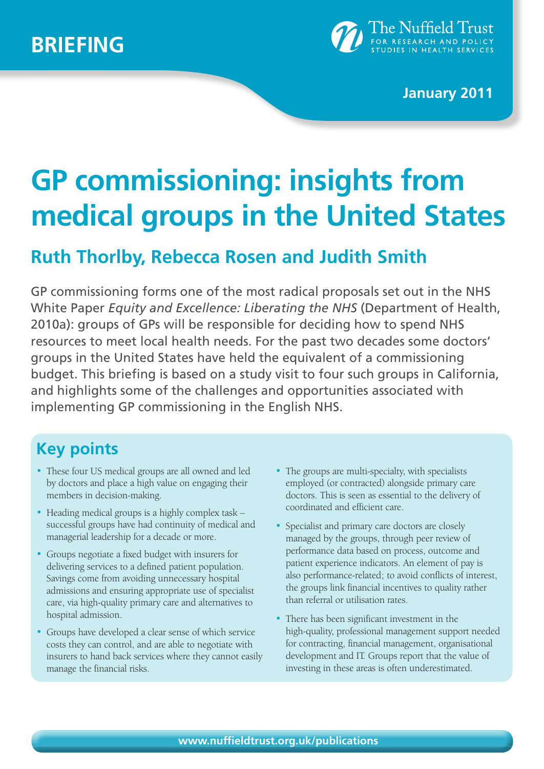BRIEFING

The Nuffield Trust
FOR RESEARCH AND POLICY STUDIES IN HEALTH SERVICES

January 2011

# GP commissioning: insights from medical groups in the United States

## Ruth Thorlby, Rebecca Rosen and Judith Smith

GP commissioning forms one of the most radical proposals set out in the NHS White Paper *Equity and Excellence: Liberating the NHS* (Department of Health, 2010a): groups of GPs will be responsible for deciding how to spend NHS resources to meet local health needs. For the past two decades some doctors' groups in the United States have held the equivalent of a commissioning budget. This briefing is based on a study visit to four such groups in California, and highlights some of the challenges and opportunities associated with implementing GP commissioning in the English NHS.

## Key points

- These four US medical groups are all owned and led by doctors and place a high value on engaging their members in decision-making.
- Heading medical groups is a highly complex task – successful groups have had continuity of medical and managerial leadership for a decade or more.
- Groups negotiate a fixed budget with insurers for delivering services to a defined patient population. Savings come from avoiding unnecessary hospital admissions and ensuring appropriate use of specialist care, via high-quality primary care and alternatives to hospital admission.
- Groups have developed a clear sense of which service costs they can control, and are able to negotiate with insurers to hand back services where they cannot easily manage the financial risks.
- The groups are multi-specialty, with specialists employed (or contracted) alongside primary care doctors. This is seen as essential to the delivery of coordinated and efficient care.
- Specialist and primary care doctors are closely managed by the groups, through peer review of performance data based on process, outcome and patient experience indicators. An element of pay is also performance-related; to avoid conflicts of interest, the groups link financial incentives to quality rather than referral or utilisation rates.
- There has been significant investment in the high-quality, professional management support needed for contracting, financial management, organisational development and IT. Groups report that the value of investing in these areas is often underestimated.

www.nuffieldtrust.org.uk/publications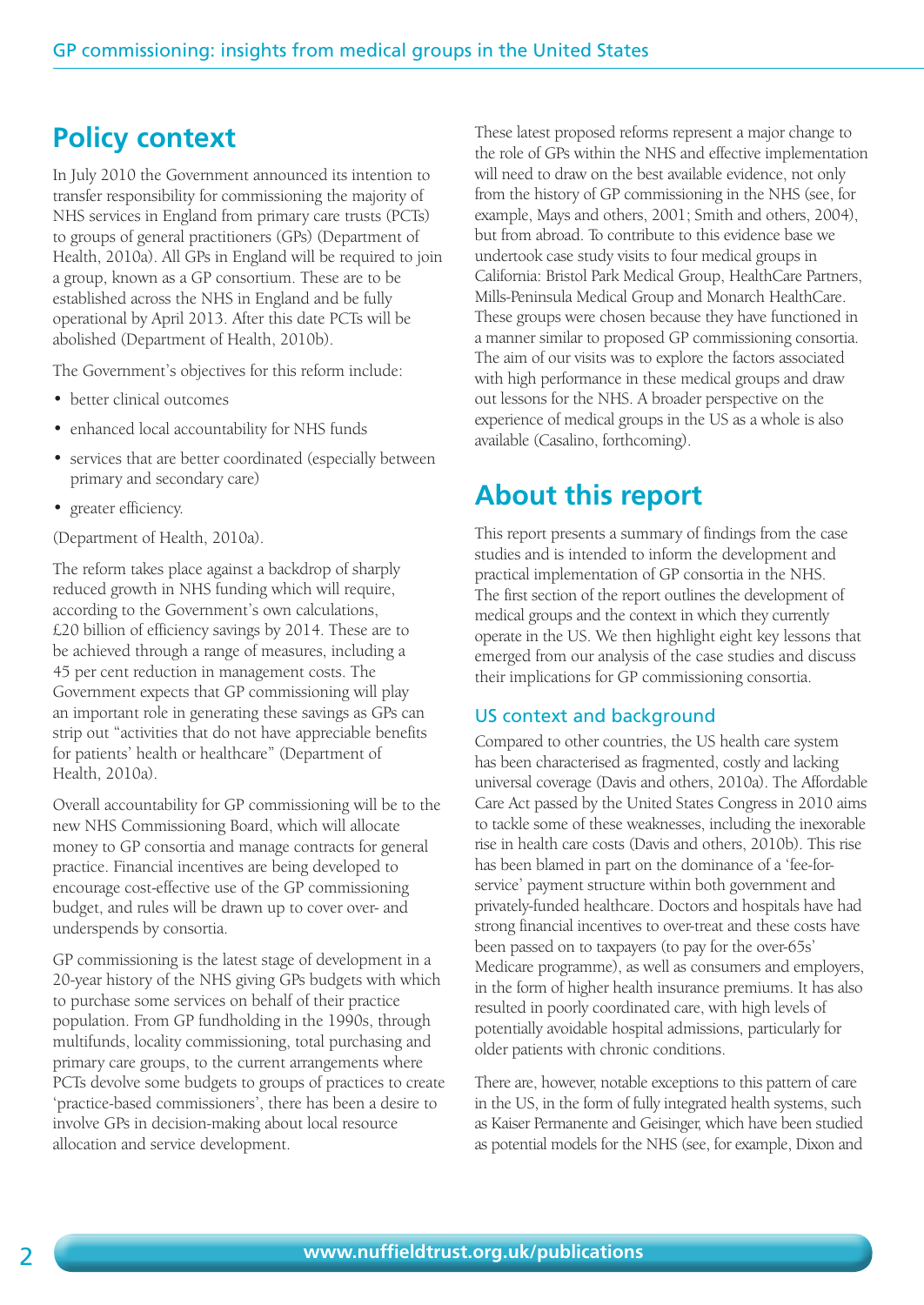## Policy context

In July 2010 the Government announced its intention to transfer responsibility for commissioning the majority of NHS services in England from primary care trusts (PCTs) to groups of general practitioners (GPs) (Department of Health, 2010a). All GPs in England will be required to join a group, known as a GP consortium. These are to be established across the NHS in England and be fully operational by April 2013. After this date PCTs will be abolished (Department of Health, 2010b).

The Government's objectives for this reform include:

- better clinical outcomes
- enhanced local accountability for NHS funds
- services that are better coordinated (especially between primary and secondary care)
- greater efficiency.

(Department of Health, 2010a).

The reform takes place against a backdrop of sharply reduced growth in NHS funding which will require, according to the Government's own calculations, £20 billion of efficiency savings by 2014. These are to be achieved through a range of measures, including a 45 per cent reduction in management costs. The Government expects that GP commissioning will play an important role in generating these savings as GPs can strip out "activities that do not have appreciable benefits for patients' health or healthcare" (Department of Health, 2010a).

Overall accountability for GP commissioning will be to the new NHS Commissioning Board, which will allocate money to GP consortia and manage contracts for general practice. Financial incentives are being developed to encourage cost-effective use of the GP commissioning budget, and rules will be drawn up to cover over- and underspends by consortia.

GP commissioning is the latest stage of development in a 20-year history of the NHS giving GPs budgets with which to purchase some services on behalf of their practice population. From GP fundholding in the 1990s, through multifunds, locality commissioning, total purchasing and primary care groups, to the current arrangements where PCTs devolve some budgets to groups of practices to create 'practice-based commissioners', there has been a desire to involve GPs in decision-making about local resource allocation and service development.

These latest proposed reforms represent a major change to the role of GPs within the NHS and effective implementation will need to draw on the best available evidence, not only from the history of GP commissioning in the NHS (see, for example, Mays and others, 2001; Smith and others, 2004), but from abroad. To contribute to this evidence base we undertook case study visits to four medical groups in California: Bristol Park Medical Group, HealthCare Partners, Mills-Peninsula Medical Group and Monarch HealthCare. These groups were chosen because they have functioned in a manner similar to proposed GP commissioning consortia. The aim of our visits was to explore the factors associated with high performance in these medical groups and draw out lessons for the NHS. A broader perspective on the experience of medical groups in the US as a whole is also available (Casalino, forthcoming).

## About this report

This report presents a summary of findings from the case studies and is intended to inform the development and practical implementation of GP consortia in the NHS. The first section of the report outlines the development of medical groups and the context in which they currently operate in the US. We then highlight eight key lessons that emerged from our analysis of the case studies and discuss their implications for GP commissioning consortia.

### US context and background

Compared to other countries, the US health care system has been characterised as fragmented, costly and lacking universal coverage (Davis and others, 2010a). The Affordable Care Act passed by the United States Congress in 2010 aims to tackle some of these weaknesses, including the inexorable rise in health care costs (Davis and others, 2010b). This rise has been blamed in part on the dominance of a 'fee-for-service' payment structure within both government and privately-funded healthcare. Doctors and hospitals have had strong financial incentives to over-treat and these costs have been passed on to taxpayers (to pay for the over-65s' Medicare programme), as well as consumers and employers, in the form of higher health insurance premiums. It has also resulted in poorly coordinated care, with high levels of potentially avoidable hospital admissions, particularly for older patients with chronic conditions.

There are, however, notable exceptions to this pattern of care in the US, in the form of fully integrated health systems, such as Kaiser Permanente and Geisinger, which have been studied as potential models for the NHS (see, for example, Dixon and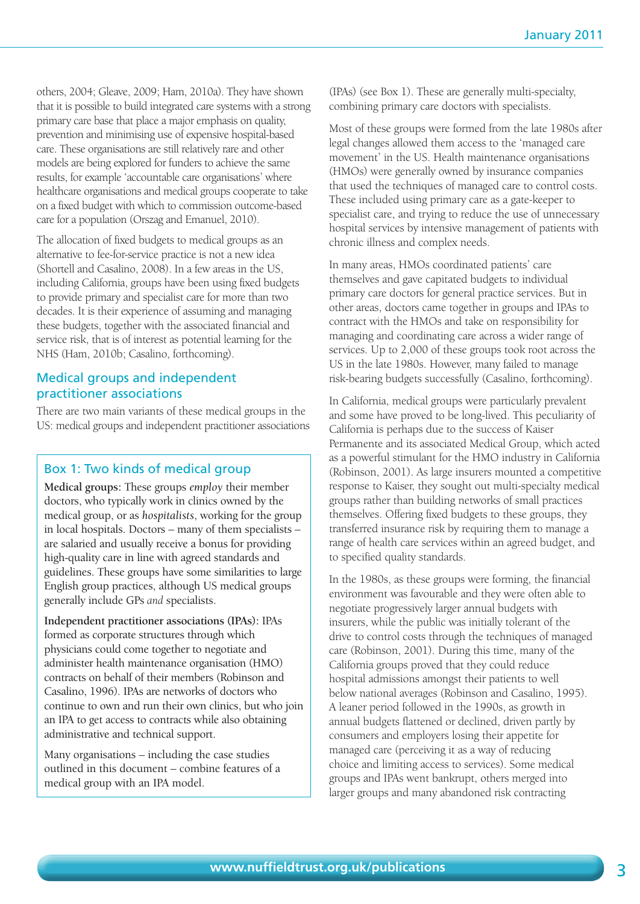others, 2004; Gleave, 2009; Ham, 2010a). They have shown that it is possible to build integrated care systems with a strong primary care base that place a major emphasis on quality, prevention and minimising use of expensive hospital-based care. These organisations are still relatively rare and other models are being explored for funders to achieve the same results, for example 'accountable care organisations' where healthcare organisations and medical groups cooperate to take on a fixed budget with which to commission outcome-based care for a population (Orszag and Emanuel, 2010).

The allocation of fixed budgets to medical groups as an alternative to fee-for-service practice is not a new idea (Shortell and Casalino, 2008). In a few areas in the US, including California, groups have been using fixed budgets to provide primary and specialist care for more than two decades. It is their experience of assuming and managing these budgets, together with the associated financial and service risk, that is of interest as potential learning for the NHS (Ham, 2010b; Casalino, forthcoming).

## Medical groups and independent practitioner associations

There are two main variants of these medical groups in the US: medical groups and independent practitioner associations (IPAs) (see Box 1). These are generally multi-specialty, combining primary care doctors with specialists.

### Box 1: Two kinds of medical group

**Medical groups:** These groups *employ* their member doctors, who typically work in clinics owned by the medical group, or as *hospitalists*, working for the group in local hospitals. Doctors – many of them specialists – are salaried and usually receive a bonus for providing high-quality care in line with agreed standards and guidelines. These groups have some similarities to large English group practices, although US medical groups generally include GPs *and* specialists.

**Independent practitioner associations (IPAs):** IPAs formed as corporate structures through which physicians could come together to negotiate and administer health maintenance organisation (HMO) contracts on behalf of their members (Robinson and Casalino, 1996). IPAs are networks of doctors who continue to own and run their own clinics, but who join an IPA to get access to contracts while also obtaining administrative and technical support.

Many organisations – including the case studies outlined in this document – combine features of a medical group with an IPA model.

Most of these groups were formed from the late 1980s after legal changes allowed them access to the 'managed care movement' in the US. Health maintenance organisations (HMOs) were generally owned by insurance companies that used the techniques of managed care to control costs. These included using primary care as a gate-keeper to specialist care, and trying to reduce the use of unnecessary hospital services by intensive management of patients with chronic illness and complex needs.

In many areas, HMOs coordinated patients' care themselves and gave capitated budgets to individual primary care doctors for general practice services. But in other areas, doctors came together in groups and IPAs to contract with the HMOs and take on responsibility for managing and coordinating care across a wider range of services. Up to 2,000 of these groups took root across the US in the late 1980s. However, many failed to manage risk-bearing budgets successfully (Casalino, forthcoming).

In California, medical groups were particularly prevalent and some have proved to be long-lived. This peculiarity of California is perhaps due to the success of Kaiser Permanente and its associated Medical Group, which acted as a powerful stimulant for the HMO industry in California (Robinson, 2001). As large insurers mounted a competitive response to Kaiser, they sought out multi-specialty medical groups rather than building networks of small practices themselves. Offering fixed budgets to these groups, they transferred insurance risk by requiring them to manage a range of health care services within an agreed budget, and to specified quality standards.

In the 1980s, as these groups were forming, the financial environment was favourable and they were often able to negotiate progressively larger annual budgets with insurers, while the public was initially tolerant of the drive to control costs through the techniques of managed care (Robinson, 2001). During this time, many of the California groups proved that they could reduce hospital admissions amongst their patients to well below national averages (Robinson and Casalino, 1995). A leaner period followed in the 1990s, as growth in annual budgets flattened or declined, driven partly by consumers and employers losing their appetite for managed care (perceiving it as a way of reducing choice and limiting access to services). Some medical groups and IPAs went bankrupt, others merged into larger groups and many abandoned risk contracting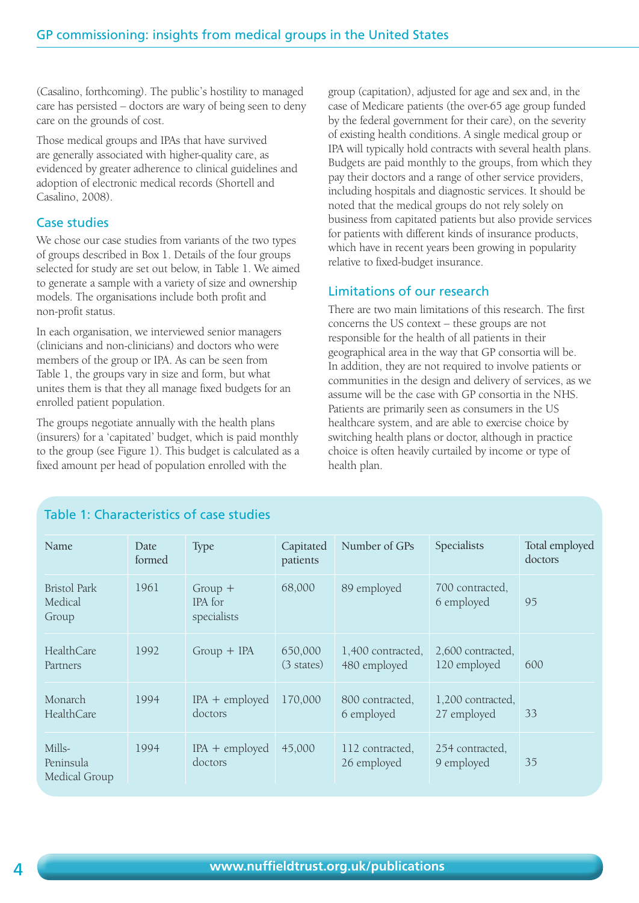(Casalino, forthcoming). The public's hostility to managed care has persisted – doctors are wary of being seen to deny care on the grounds of cost.

Those medical groups and IPAs that have survived are generally associated with higher-quality care, as evidenced by greater adherence to clinical guidelines and adoption of electronic medical records (Shortell and Casalino, 2008).

## Case studies

We chose our case studies from variants of the two types of groups described in Box 1. Details of the four groups selected for study are set out below, in Table 1. We aimed to generate a sample with a variety of size and ownership models. The organisations include both profit and non-profit status.

In each organisation, we interviewed senior managers (clinicians and non-clinicians) and doctors who were members of the group or IPA. As can be seen from Table 1, the groups vary in size and form, but what unites them is that they all manage fixed budgets for an enrolled patient population.

The groups negotiate annually with the health plans (insurers) for a 'capitated' budget, which is paid monthly to the group (see Figure 1). This budget is calculated as a fixed amount per head of population enrolled with the group (capitation), adjusted for age and sex and, in the case of Medicare patients (the over-65 age group funded by the federal government for their care), on the severity of existing health conditions. A single medical group or IPA will typically hold contracts with several health plans. Budgets are paid monthly to the groups, from which they pay their doctors and a range of other service providers, including hospitals and diagnostic services. It should be noted that the medical groups do not rely solely on business from capitated patients but also provide services for patients with different kinds of insurance products, which have in recent years been growing in popularity relative to fixed-budget insurance.

## Limitations of our research

There are two main limitations of this research. The first concerns the US context – these groups are not responsible for the health of all patients in their geographical area in the way that GP consortia will be. In addition, they are not required to involve patients or communities in the design and delivery of services, as we assume will be the case with GP consortia in the NHS. Patients are primarily seen as consumers in the US healthcare system, and are able to exercise choice by switching health plans or doctor, although in practice choice is often heavily curtailed by income or type of health plan.

### Table 1: Characteristics of case studies

| Name | Date formed | Type | Capitated patients | Number of GPs | Specialists | Total employed doctors |
|---|---|---|---|---|---|---|
| Bristol Park Medical Group | 1961 | Group + IPA for specialists | 68,000 | 89 employed | 700 contracted, 6 employed | 95 |
| HealthCare Partners | 1992 | Group + IPA | 650,000 (3 states) | 1,400 contracted, 480 employed | 2,600 contracted, 120 employed | 600 |
| Monarch HealthCare | 1994 | IPA + employed doctors | 170,000 | 800 contracted, 6 employed | 1,200 contracted, 27 employed | 33 |
| Mills-Peninsula Medical Group | 1994 | IPA + employed doctors | 45,000 | 112 contracted, 26 employed | 254 contracted, 9 employed | 35 |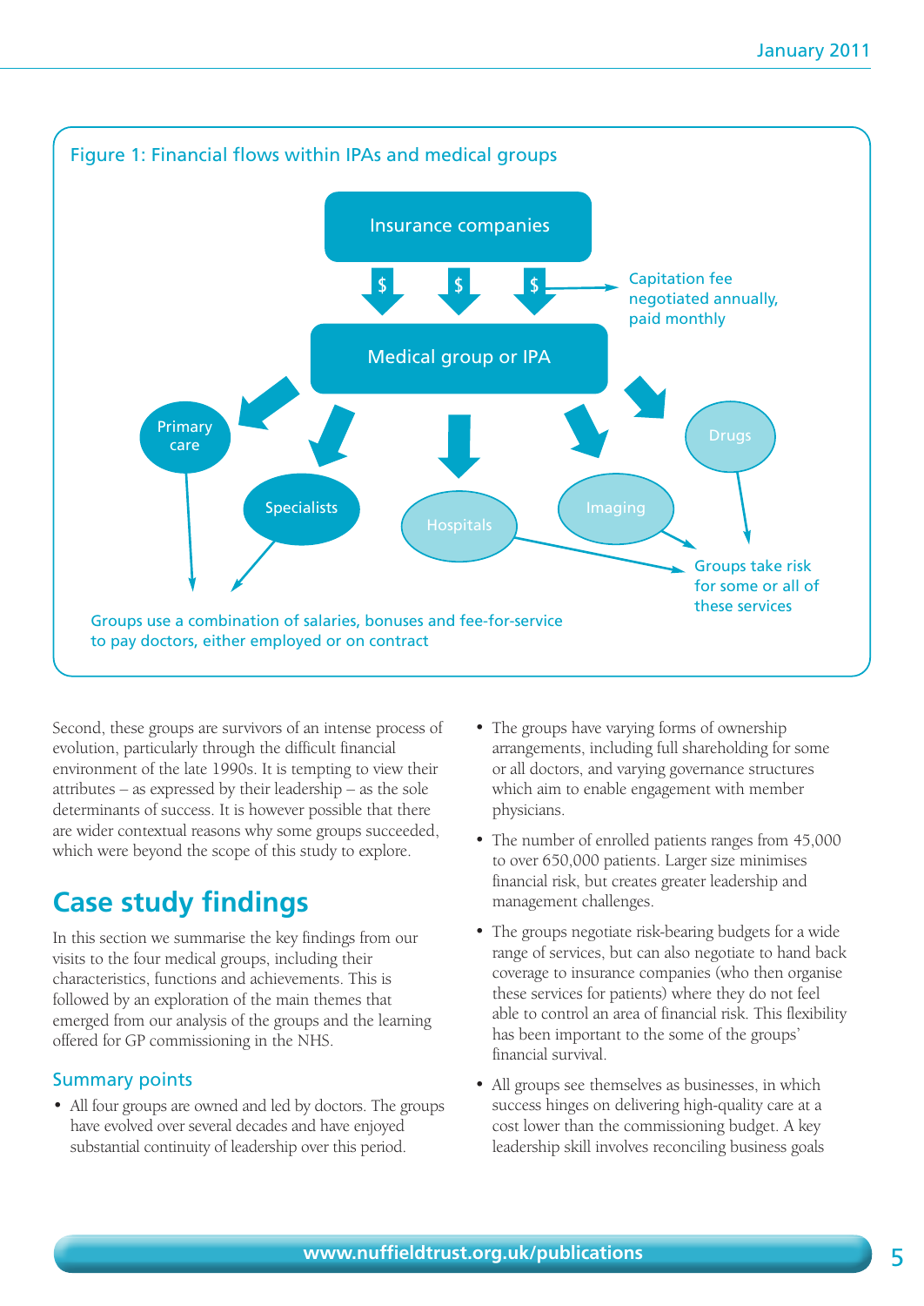Figure 1: Financial flows within IPAs and medical groups

Insurance companies

$ $ $

Capitation fee negotiated annually, paid monthly

Medical group or IPA

Primary care

Specialists

Hospitals

Imaging

Drugs

Groups take risk for some or all of these services

Groups use a combination of salaries, bonuses and fee-for-service to pay doctors, either employed or on contract

Second, these groups are survivors of an intense process of evolution, particularly through the difficult financial environment of the late 1990s. It is tempting to view their attributes – as expressed by their leadership – as the sole determinants of success. It is however possible that there are wider contextual reasons why some groups succeeded, which were beyond the scope of this study to explore.

## Case study findings

In this section we summarise the key findings from our visits to the four medical groups, including their characteristics, functions and achievements. This is followed by an exploration of the main themes that emerged from our analysis of the groups and the learning offered for GP commissioning in the NHS.

### Summary points

- All four groups are owned and led by doctors. The groups have evolved over several decades and have enjoyed substantial continuity of leadership over this period.
- The groups have varying forms of ownership arrangements, including full shareholding for some or all doctors, and varying governance structures which aim to enable engagement with member physicians.
- The number of enrolled patients ranges from 45,000 to over 650,000 patients. Larger size minimises financial risk, but creates greater leadership and management challenges.
- The groups negotiate risk-bearing budgets for a wide range of services, but can also negotiate to hand back coverage to insurance companies (who then organise these services for patients) where they do not feel able to control an area of financial risk. This flexibility has been important to the some of the groups' financial survival.
- All groups see themselves as businesses, in which success hinges on delivering high-quality care at a cost lower than the commissioning budget. A key leadership skill involves reconciling business goals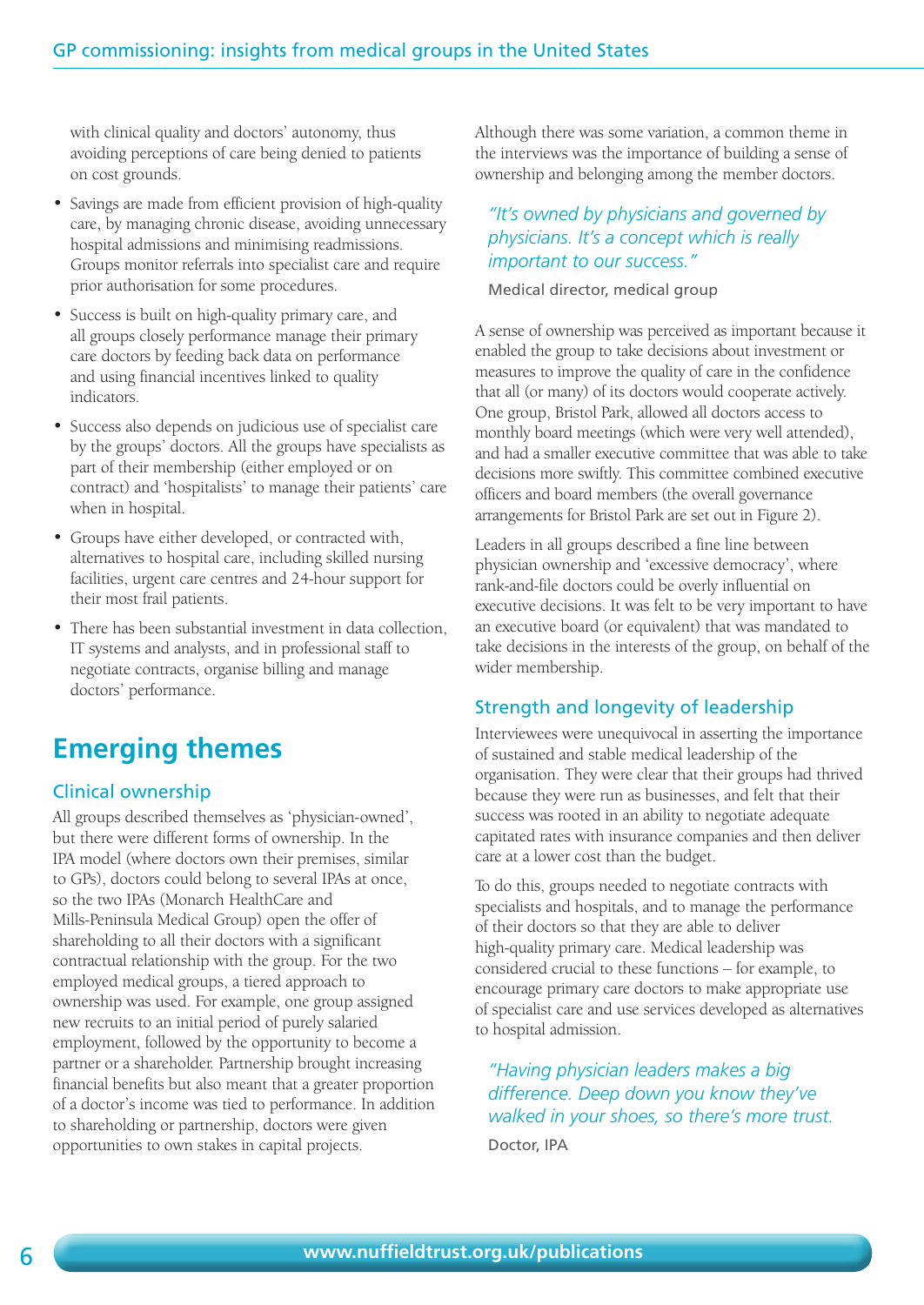with clinical quality and doctors' autonomy, thus avoiding perceptions of care being denied to patients on cost grounds.

- Savings are made from efficient provision of high-quality care, by managing chronic disease, avoiding unnecessary hospital admissions and minimising readmissions. Groups monitor referrals into specialist care and require prior authorisation for some procedures.
- Success is built on high-quality primary care, and all groups closely performance manage their primary care doctors by feeding back data on performance and using financial incentives linked to quality indicators.
- Success also depends on judicious use of specialist care by the groups' doctors. All the groups have specialists as part of their membership (either employed or on contract) and 'hospitalists' to manage their patients' care when in hospital.
- Groups have either developed, or contracted with, alternatives to hospital care, including skilled nursing facilities, urgent care centres and 24-hour support for their most frail patients.
- There has been substantial investment in data collection, IT systems and analysts, and in professional staff to negotiate contracts, organise billing and manage doctors' performance.

# Emerging themes

## Clinical ownership

All groups described themselves as 'physician-owned', but there were different forms of ownership. In the IPA model (where doctors own their premises, similar to GPs), doctors could belong to several IPAs at once, so the two IPAs (Monarch HealthCare and Mills-Peninsula Medical Group) open the offer of shareholding to all their doctors with a significant contractual relationship with the group. For the two employed medical groups, a tiered approach to ownership was used. For example, one group assigned new recruits to an initial period of purely salaried employment, followed by the opportunity to become a partner or a shareholder. Partnership brought increasing financial benefits but also meant that a greater proportion of a doctor's income was tied to performance. In addition to shareholding or partnership, doctors were given opportunities to own stakes in capital projects.

Although there was some variation, a common theme in the interviews was the importance of building a sense of ownership and belonging among the member doctors.

> *"It's owned by physicians and governed by physicians. It's a concept which is really important to our success."*
>
> Medical director, medical group

A sense of ownership was perceived as important because it enabled the group to take decisions about investment or measures to improve the quality of care in the confidence that all (or many) of its doctors would cooperate actively. One group, Bristol Park, allowed all doctors access to monthly board meetings (which were very well attended), and had a smaller executive committee that was able to take decisions more swiftly. This committee combined executive officers and board members (the overall governance arrangements for Bristol Park are set out in Figure 2).

Leaders in all groups described a fine line between physician ownership and 'excessive democracy', where rank-and-file doctors could be overly influential on executive decisions. It was felt to be very important to have an executive board (or equivalent) that was mandated to take decisions in the interests of the group, on behalf of the wider membership.

## Strength and longevity of leadership

Interviewees were unequivocal in asserting the importance of sustained and stable medical leadership of the organisation. They were clear that their groups had thrived because they were run as businesses, and felt that their success was rooted in an ability to negotiate adequate capitated rates with insurance companies and then deliver care at a lower cost than the budget.

To do this, groups needed to negotiate contracts with specialists and hospitals, and to manage the performance of their doctors so that they are able to deliver high-quality primary care. Medical leadership was considered crucial to these functions – for example, to encourage primary care doctors to make appropriate use of specialist care and use services developed as alternatives to hospital admission.

> *"Having physician leaders makes a big difference. Deep down you know they've walked in your shoes, so there's more trust.*
>
> Doctor, IPA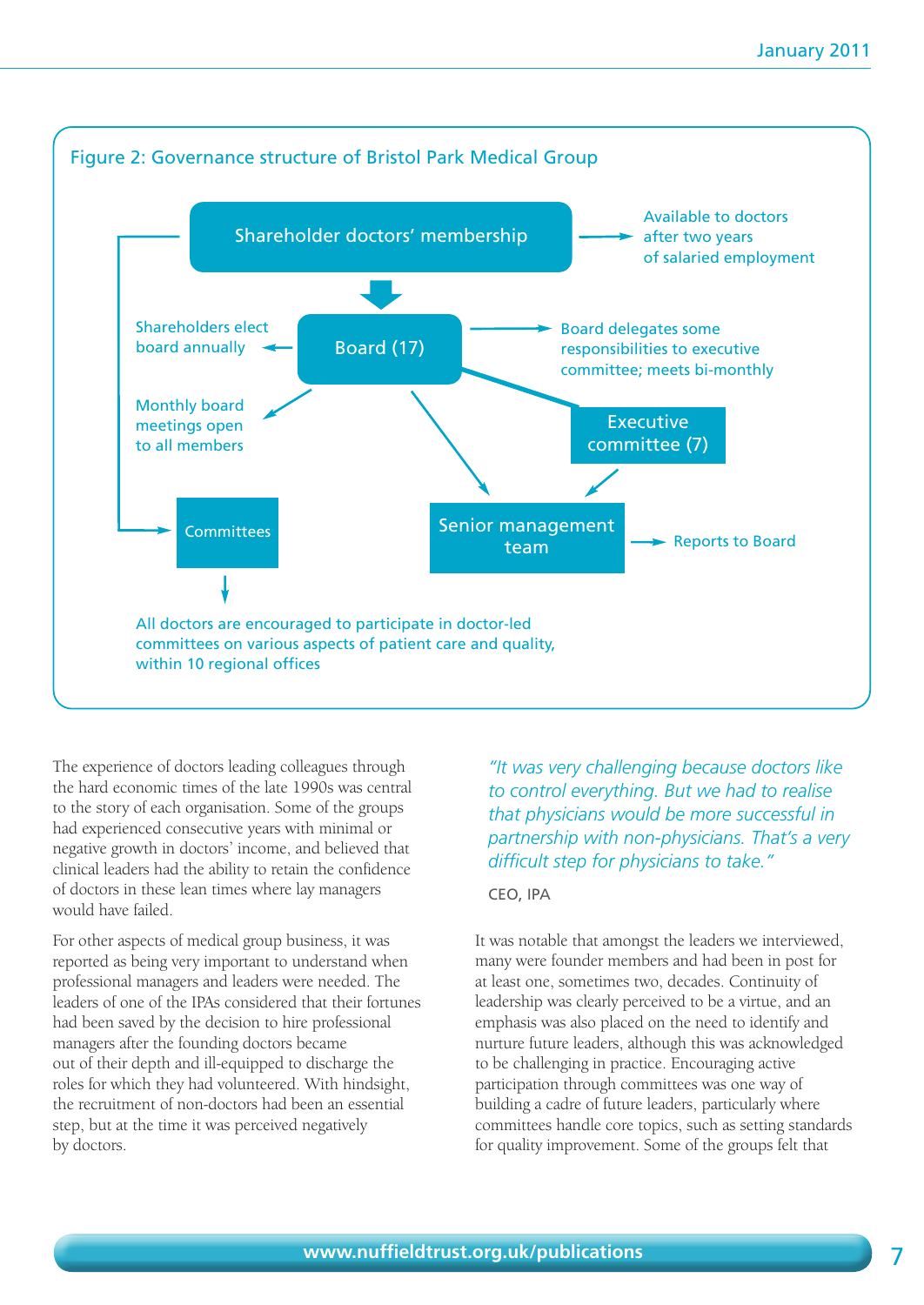Figure 2: Governance structure of Bristol Park Medical Group

Shareholder doctors' membership

Available to doctors after two years of salaried employment

Shareholders elect board annually

Board (17)

Board delegates some responsibilities to executive committee; meets bi-monthly

Monthly board meetings open to all members

Executive committee (7)

Committees

Senior management team

Reports to Board

All doctors are encouraged to participate in doctor-led committees on various aspects of patient care and quality, within 10 regional offices

The experience of doctors leading colleagues through the hard economic times of the late 1990s was central to the story of each organisation. Some of the groups had experienced consecutive years with minimal or negative growth in doctors' income, and believed that clinical leaders had the ability to retain the confidence of doctors in these lean times where lay managers would have failed.

For other aspects of medical group business, it was reported as being very important to understand when professional managers and leaders were needed. The leaders of one of the IPAs considered that their fortunes had been saved by the decision to hire professional managers after the founding doctors became out of their depth and ill-equipped to discharge the roles for which they had volunteered. With hindsight, the recruitment of non-doctors had been an essential step, but at the time it was perceived negatively by doctors.

*"It was very challenging because doctors like to control everything. But we had to realise that physicians would be more successful in partnership with non-physicians. That's a very difficult step for physicians to take."*

CEO, IPA

It was notable that amongst the leaders we interviewed, many were founder members and had been in post for at least one, sometimes two, decades. Continuity of leadership was clearly perceived to be a virtue, and an emphasis was also placed on the need to identify and nurture future leaders, although this was acknowledged to be challenging in practice. Encouraging active participation through committees was one way of building a cadre of future leaders, particularly where committees handle core topics, such as setting standards for quality improvement. Some of the groups felt that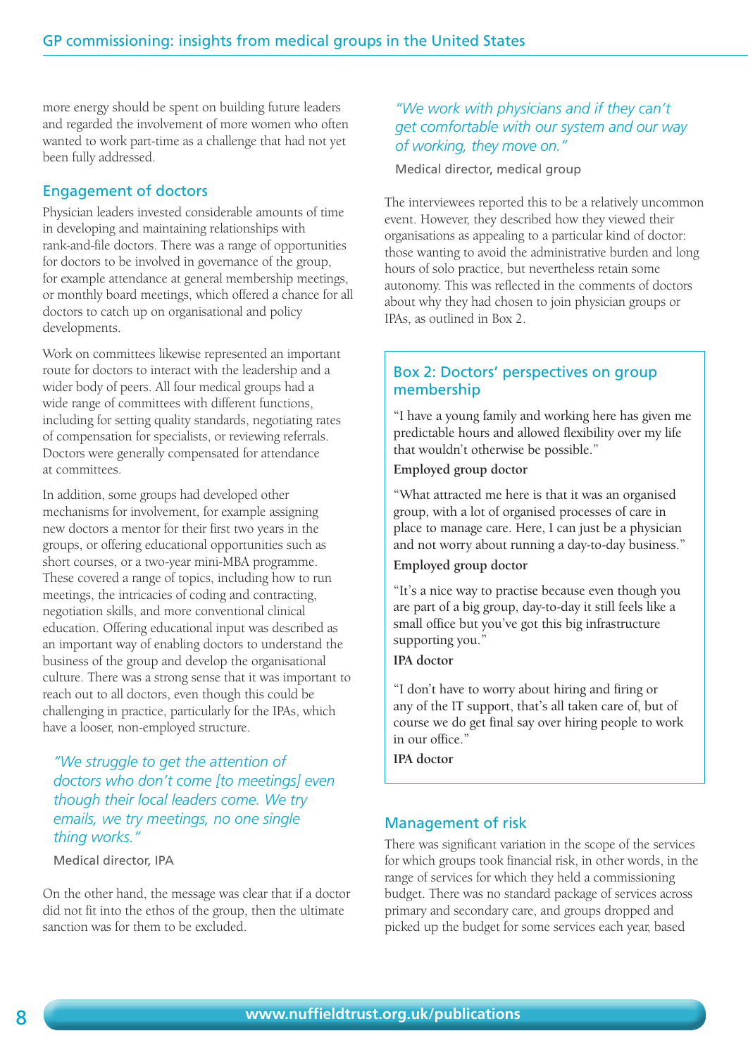more energy should be spent on building future leaders and regarded the involvement of more women who often wanted to work part-time as a challenge that had not yet been fully addressed.

## Engagement of doctors

Physician leaders invested considerable amounts of time in developing and maintaining relationships with rank-and-file doctors. There was a range of opportunities for doctors to be involved in governance of the group, for example attendance at general membership meetings, or monthly board meetings, which offered a chance for all doctors to catch up on organisational and policy developments.

Work on committees likewise represented an important route for doctors to interact with the leadership and a wider body of peers. All four medical groups had a wide range of committees with different functions, including for setting quality standards, negotiating rates of compensation for specialists, or reviewing referrals. Doctors were generally compensated for attendance at committees.

In addition, some groups had developed other mechanisms for involvement, for example assigning new doctors a mentor for their first two years in the groups, or offering educational opportunities such as short courses, or a two-year mini-MBA programme. These covered a range of topics, including how to run meetings, the intricacies of coding and contracting, negotiation skills, and more conventional clinical education. Offering educational input was described as an important way of enabling doctors to understand the business of the group and develop the organisational culture. There was a strong sense that it was important to reach out to all doctors, even though this could be challenging in practice, particularly for the IPAs, which have a looser, non-employed structure.

> *"We struggle to get the attention of doctors who don't come [to meetings] even though their local leaders come. We try emails, we try meetings, no one single thing works."*
>
> Medical director, IPA

On the other hand, the message was clear that if a doctor did not fit into the ethos of the group, then the ultimate sanction was for them to be excluded.

> *"We work with physicians and if they can't get comfortable with our system and our way of working, they move on."*
>
> Medical director, medical group

The interviewees reported this to be a relatively uncommon event. However, they described how they viewed their organisations as appealing to a particular kind of doctor: those wanting to avoid the administrative burden and long hours of solo practice, but nevertheless retain some autonomy. This was reflected in the comments of doctors about why they had chosen to join physician groups or IPAs, as outlined in Box 2.

### Box 2: Doctors' perspectives on group membership

"I have a young family and working here has given me predictable hours and allowed flexibility over my life that wouldn't otherwise be possible."

**Employed group doctor**

"What attracted me here is that it was an organised group, with a lot of organised processes of care in place to manage care. Here, I can just be a physician and not worry about running a day-to-day business."

**Employed group doctor**

"It's a nice way to practise because even though you are part of a big group, day-to-day it still feels like a small office but you've got this big infrastructure supporting you."

**IPA doctor**

"I don't have to worry about hiring and firing or any of the IT support, that's all taken care of, but of course we do get final say over hiring people to work in our office."

**IPA doctor**

## Management of risk

There was significant variation in the scope of the services for which groups took financial risk, in other words, in the range of services for which they held a commissioning budget. There was no standard package of services across primary and secondary care, and groups dropped and picked up the budget for some services each year, based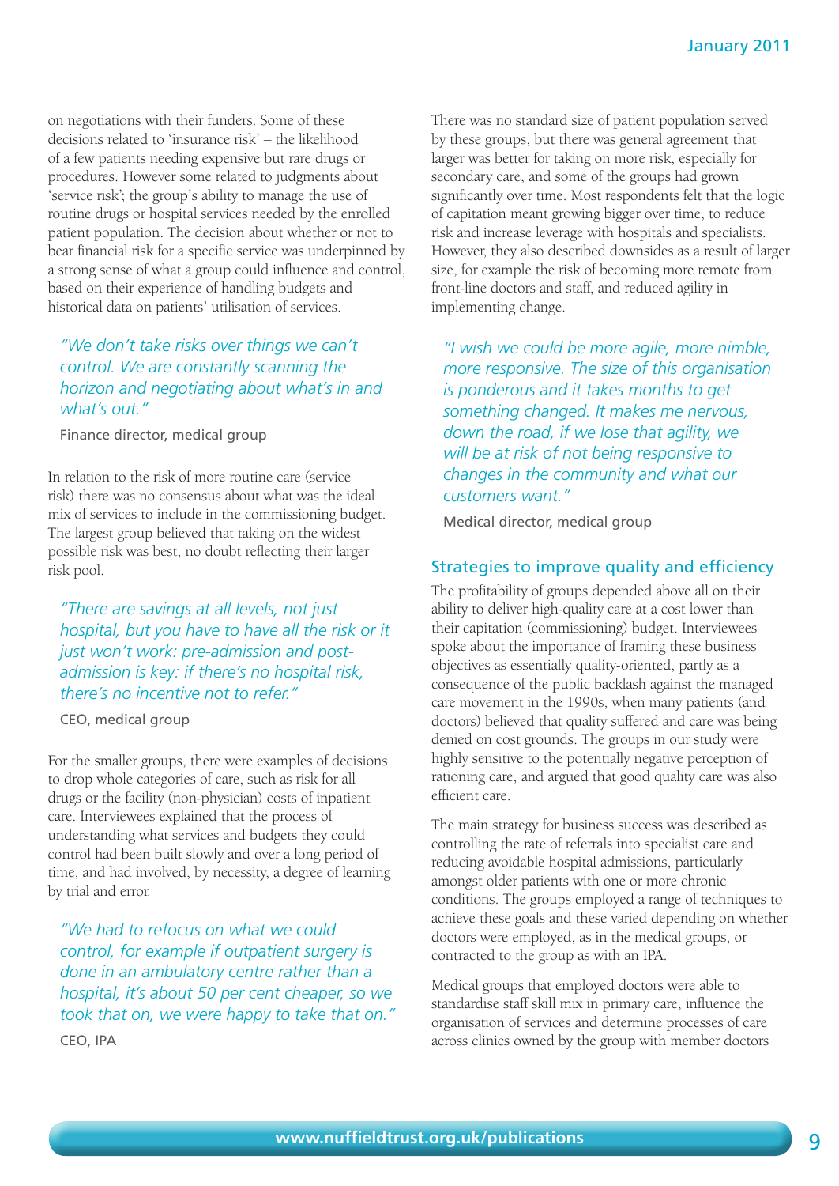on negotiations with their funders. Some of these decisions related to 'insurance risk' – the likelihood of a few patients needing expensive but rare drugs or procedures. However some related to judgments about 'service risk'; the group's ability to manage the use of routine drugs or hospital services needed by the enrolled patient population. The decision about whether or not to bear financial risk for a specific service was underpinned by a strong sense of what a group could influence and control, based on their experience of handling budgets and historical data on patients' utilisation of services.

> *"We don't take risks over things we can't control. We are constantly scanning the horizon and negotiating about what's in and what's out."*
>
> Finance director, medical group

In relation to the risk of more routine care (service risk) there was no consensus about what was the ideal mix of services to include in the commissioning budget. The largest group believed that taking on the widest possible risk was best, no doubt reflecting their larger risk pool.

> *"There are savings at all levels, not just hospital, but you have to have all the risk or it just won't work: pre-admission and post-admission is key: if there's no hospital risk, there's no incentive not to refer."*
>
> CEO, medical group

For the smaller groups, there were examples of decisions to drop whole categories of care, such as risk for all drugs or the facility (non-physician) costs of inpatient care. Interviewees explained that the process of understanding what services and budgets they could control had been built slowly and over a long period of time, and had involved, by necessity, a degree of learning by trial and error.

> *"We had to refocus on what we could control, for example if outpatient surgery is done in an ambulatory centre rather than a hospital, it's about 50 per cent cheaper, so we took that on, we were happy to take that on."*
>
> CEO, IPA

There was no standard size of patient population served by these groups, but there was general agreement that larger was better for taking on more risk, especially for secondary care, and some of the groups had grown significantly over time. Most respondents felt that the logic of capitation meant growing bigger over time, to reduce risk and increase leverage with hospitals and specialists. However, they also described downsides as a result of larger size, for example the risk of becoming more remote from front-line doctors and staff, and reduced agility in implementing change.

> *"I wish we could be more agile, more nimble, more responsive. The size of this organisation is ponderous and it takes months to get something changed. It makes me nervous, down the road, if we lose that agility, we will be at risk of not being responsive to changes in the community and what our customers want."*
>
> Medical director, medical group

## Strategies to improve quality and efficiency

The profitability of groups depended above all on their ability to deliver high-quality care at a cost lower than their capitation (commissioning) budget. Interviewees spoke about the importance of framing these business objectives as essentially quality-oriented, partly as a consequence of the public backlash against the managed care movement in the 1990s, when many patients (and doctors) believed that quality suffered and care was being denied on cost grounds. The groups in our study were highly sensitive to the potentially negative perception of rationing care, and argued that good quality care was also efficient care.

The main strategy for business success was described as controlling the rate of referrals into specialist care and reducing avoidable hospital admissions, particularly amongst older patients with one or more chronic conditions. The groups employed a range of techniques to achieve these goals and these varied depending on whether doctors were employed, as in the medical groups, or contracted to the group as with an IPA.

Medical groups that employed doctors were able to standardise staff skill mix in primary care, influence the organisation of services and determine processes of care across clinics owned by the group with member doctors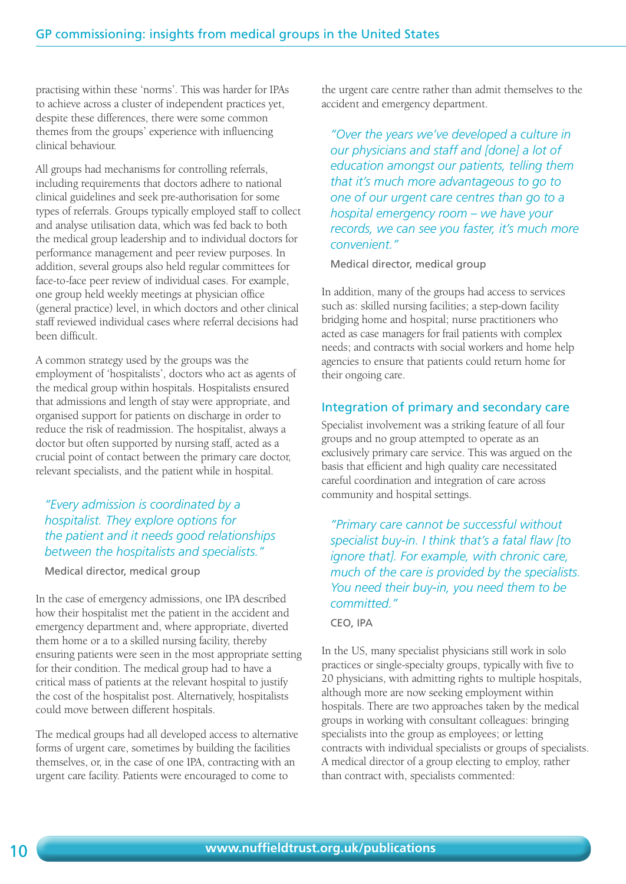practising within these 'norms'. This was harder for IPAs to achieve across a cluster of independent practices yet, despite these differences, there were some common themes from the groups' experience with influencing clinical behaviour.

All groups had mechanisms for controlling referrals, including requirements that doctors adhere to national clinical guidelines and seek pre-authorisation for some types of referrals. Groups typically employed staff to collect and analyse utilisation data, which was fed back to both the medical group leadership and to individual doctors for performance management and peer review purposes. In addition, several groups also held regular committees for face-to-face peer review of individual cases. For example, one group held weekly meetings at physician office (general practice) level, in which doctors and other clinical staff reviewed individual cases where referral decisions had been difficult.

A common strategy used by the groups was the employment of 'hospitalists', doctors who act as agents of the medical group within hospitals. Hospitalists ensured that admissions and length of stay were appropriate, and organised support for patients on discharge in order to reduce the risk of readmission. The hospitalist, always a doctor but often supported by nursing staff, acted as a crucial point of contact between the primary care doctor, relevant specialists, and the patient while in hospital.

> *"Every admission is coordinated by a hospitalist. They explore options for the patient and it needs good relationships between the hospitalists and specialists."*
>
> Medical director, medical group

In the case of emergency admissions, one IPA described how their hospitalist met the patient in the accident and emergency department and, where appropriate, diverted them home or a to a skilled nursing facility, thereby ensuring patients were seen in the most appropriate setting for their condition. The medical group had to have a critical mass of patients at the relevant hospital to justify the cost of the hospitalist post. Alternatively, hospitalists could move between different hospitals.

The medical groups had all developed access to alternative forms of urgent care, sometimes by building the facilities themselves, or, in the case of one IPA, contracting with an urgent care facility. Patients were encouraged to come to the urgent care centre rather than admit themselves to the accident and emergency department.

> *"Over the years we've developed a culture in our physicians and staff and [done] a lot of education amongst our patients, telling them that it's much more advantageous to go to one of our urgent care centres than go to a hospital emergency room – we have your records, we can see you faster, it's much more convenient."*
>
> Medical director, medical group

In addition, many of the groups had access to services such as: skilled nursing facilities; a step-down facility bridging home and hospital; nurse practitioners who acted as case managers for frail patients with complex needs; and contracts with social workers and home help agencies to ensure that patients could return home for their ongoing care.

## Integration of primary and secondary care

Specialist involvement was a striking feature of all four groups and no group attempted to operate as an exclusively primary care service. This was argued on the basis that efficient and high quality care necessitated careful coordination and integration of care across community and hospital settings.

> *"Primary care cannot be successful without specialist buy-in. I think that's a fatal flaw [to ignore that]. For example, with chronic care, much of the care is provided by the specialists. You need their buy-in, you need them to be committed."*
>
> CEO, IPA

In the US, many specialist physicians still work in solo practices or single-specialty groups, typically with five to 20 physicians, with admitting rights to multiple hospitals, although more are now seeking employment within hospitals. There are two approaches taken by the medical groups in working with consultant colleagues: bringing specialists into the group as employees; or letting contracts with individual specialists or groups of specialists. A medical director of a group electing to employ, rather than contract with, specialists commented: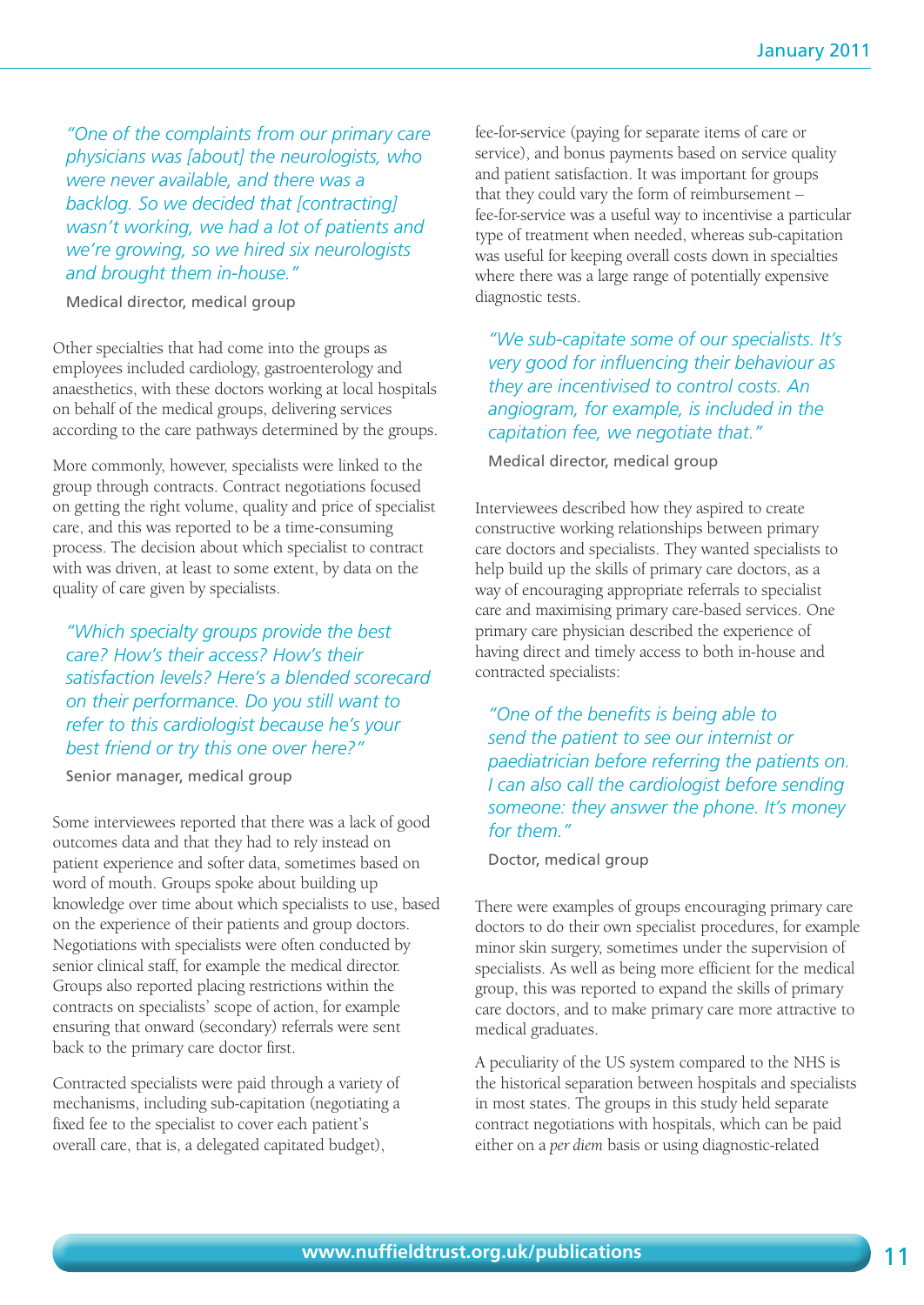*"One of the complaints from our primary care physicians was [about] the neurologists, who were never available, and there was a backlog. So we decided that [contracting] wasn't working, we had a lot of patients and we're growing, so we hired six neurologists and brought them in-house."*

Medical director, medical group

Other specialties that had come into the groups as employees included cardiology, gastroenterology and anaesthetics, with these doctors working at local hospitals on behalf of the medical groups, delivering services according to the care pathways determined by the groups.

More commonly, however, specialists were linked to the group through contracts. Contract negotiations focused on getting the right volume, quality and price of specialist care, and this was reported to be a time-consuming process. The decision about which specialist to contract with was driven, at least to some extent, by data on the quality of care given by specialists.

*"Which specialty groups provide the best care? How's their access? How's their satisfaction levels? Here's a blended scorecard on their performance. Do you still want to refer to this cardiologist because he's your best friend or try this one over here?"*

Senior manager, medical group

Some interviewees reported that there was a lack of good outcomes data and that they had to rely instead on patient experience and softer data, sometimes based on word of mouth. Groups spoke about building up knowledge over time about which specialists to use, based on the experience of their patients and group doctors. Negotiations with specialists were often conducted by senior clinical staff, for example the medical director. Groups also reported placing restrictions within the contracts on specialists' scope of action, for example ensuring that onward (secondary) referrals were sent back to the primary care doctor first.

Contracted specialists were paid through a variety of mechanisms, including sub-capitation (negotiating a fixed fee to the specialist to cover each patient's overall care, that is, a delegated capitated budget), fee-for-service (paying for separate items of care or service), and bonus payments based on service quality and patient satisfaction. It was important for groups that they could vary the form of reimbursement – fee-for-service was a useful way to incentivise a particular type of treatment when needed, whereas sub-capitation was useful for keeping overall costs down in specialties where there was a large range of potentially expensive diagnostic tests.

*"We sub-capitate some of our specialists. It's very good for influencing their behaviour as they are incentivised to control costs. An angiogram, for example, is included in the capitation fee, we negotiate that."*

Medical director, medical group

Interviewees described how they aspired to create constructive working relationships between primary care doctors and specialists. They wanted specialists to help build up the skills of primary care doctors, as a way of encouraging appropriate referrals to specialist care and maximising primary care-based services. One primary care physician described the experience of having direct and timely access to both in-house and contracted specialists:

*"One of the benefits is being able to send the patient to see our internist or paediatrician before referring the patients on. I can also call the cardiologist before sending someone: they answer the phone. It's money for them."*

Doctor, medical group

There were examples of groups encouraging primary care doctors to do their own specialist procedures, for example minor skin surgery, sometimes under the supervision of specialists. As well as being more efficient for the medical group, this was reported to expand the skills of primary care doctors, and to make primary care more attractive to medical graduates.

A peculiarity of the US system compared to the NHS is the historical separation between hospitals and specialists in most states. The groups in this study held separate contract negotiations with hospitals, which can be paid either on a *per diem* basis or using diagnostic-related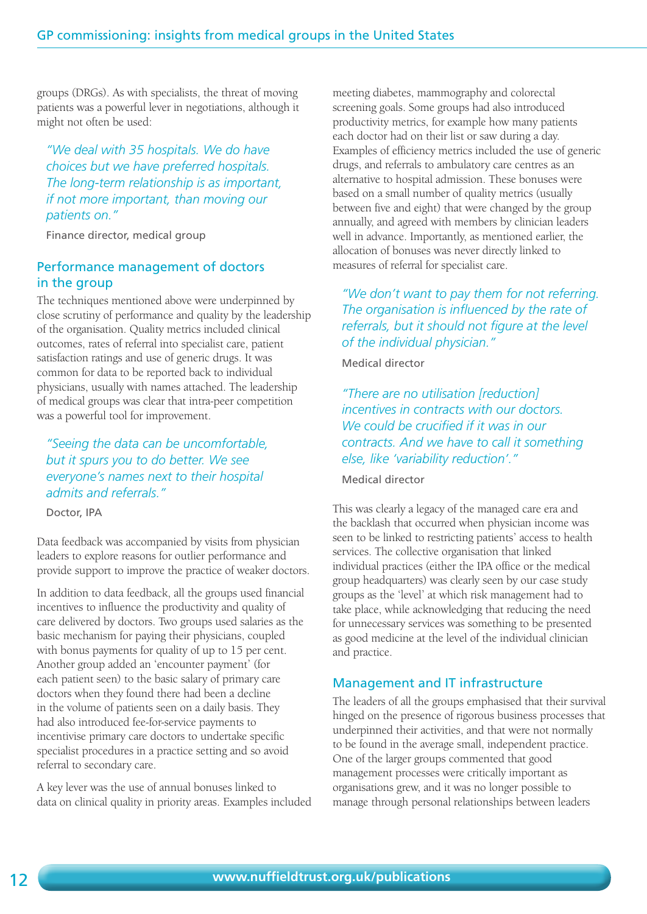groups (DRGs). As with specialists, the threat of moving patients was a powerful lever in negotiations, although it might not often be used:

> *"We deal with 35 hospitals. We do have choices but we have preferred hospitals. The long-term relationship is as important, if not more important, than moving our patients on."*
>
> Finance director, medical group

## Performance management of doctors in the group

The techniques mentioned above were underpinned by close scrutiny of performance and quality by the leadership of the organisation. Quality metrics included clinical outcomes, rates of referral into specialist care, patient satisfaction ratings and use of generic drugs. It was common for data to be reported back to individual physicians, usually with names attached. The leadership of medical groups was clear that intra-peer competition was a powerful tool for improvement.

> *"Seeing the data can be uncomfortable, but it spurs you to do better. We see everyone's names next to their hospital admits and referrals."*
>
> Doctor, IPA

Data feedback was accompanied by visits from physician leaders to explore reasons for outlier performance and provide support to improve the practice of weaker doctors.

In addition to data feedback, all the groups used financial incentives to influence the productivity and quality of care delivered by doctors. Two groups used salaries as the basic mechanism for paying their physicians, coupled with bonus payments for quality of up to 15 per cent. Another group added an 'encounter payment' (for each patient seen) to the basic salary of primary care doctors when they found there had been a decline in the volume of patients seen on a daily basis. They had also introduced fee-for-service payments to incentivise primary care doctors to undertake specific specialist procedures in a practice setting and so avoid referral to secondary care.

A key lever was the use of annual bonuses linked to data on clinical quality in priority areas. Examples included meeting diabetes, mammography and colorectal screening goals. Some groups had also introduced productivity metrics, for example how many patients each doctor had on their list or saw during a day. Examples of efficiency metrics included the use of generic drugs, and referrals to ambulatory care centres as an alternative to hospital admission. These bonuses were based on a small number of quality metrics (usually between five and eight) that were changed by the group annually, and agreed with members by clinician leaders well in advance. Importantly, as mentioned earlier, the allocation of bonuses was never directly linked to measures of referral for specialist care.

> *"We don't want to pay them for not referring. The organisation is influenced by the rate of referrals, but it should not figure at the level of the individual physician."*
>
> Medical director

> *"There are no utilisation [reduction] incentives in contracts with our doctors. We could be crucified if it was in our contracts. And we have to call it something else, like 'variability reduction'."*
>
> Medical director

This was clearly a legacy of the managed care era and the backlash that occurred when physician income was seen to be linked to restricting patients' access to health services. The collective organisation that linked individual practices (either the IPA office or the medical group headquarters) was clearly seen by our case study groups as the 'level' at which risk management had to take place, while acknowledging that reducing the need for unnecessary services was something to be presented as good medicine at the level of the individual clinician and practice.

## Management and IT infrastructure

The leaders of all the groups emphasised that their survival hinged on the presence of rigorous business processes that underpinned their activities, and that were not normally to be found in the average small, independent practice. One of the larger groups commented that good management processes were critically important as organisations grew, and it was no longer possible to manage through personal relationships between leaders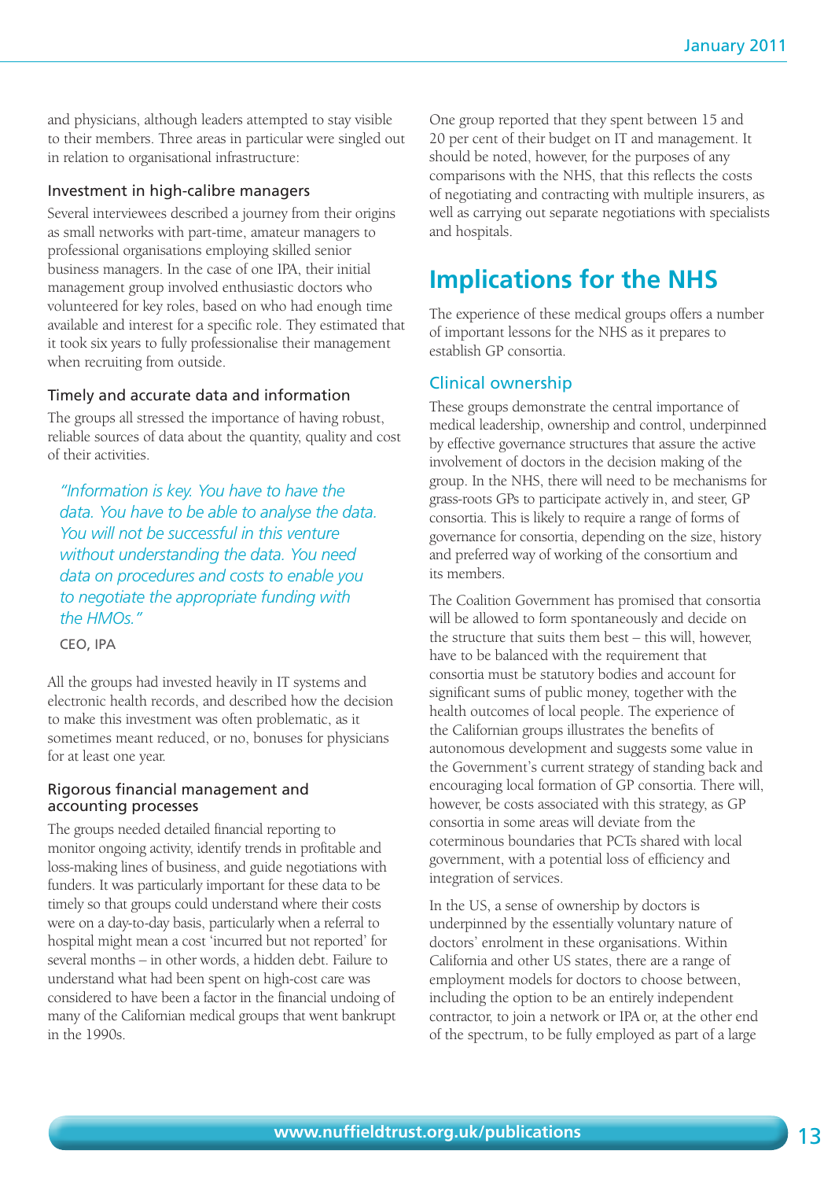and physicians, although leaders attempted to stay visible to their members. Three areas in particular were singled out in relation to organisational infrastructure:

### Investment in high-calibre managers

Several interviewees described a journey from their origins as small networks with part-time, amateur managers to professional organisations employing skilled senior business managers. In the case of one IPA, their initial management group involved enthusiastic doctors who volunteered for key roles, based on who had enough time available and interest for a specific role. They estimated that it took six years to fully professionalise their management when recruiting from outside.

### Timely and accurate data and information

The groups all stressed the importance of having robust, reliable sources of data about the quantity, quality and cost of their activities.

> *"Information is key. You have to have the data. You have to be able to analyse the data. You will not be successful in this venture without understanding the data. You need data on procedures and costs to enable you to negotiate the appropriate funding with the HMOs."*
>
> CEO, IPA

All the groups had invested heavily in IT systems and electronic health records, and described how the decision to make this investment was often problematic, as it sometimes meant reduced, or no, bonuses for physicians for at least one year.

### Rigorous financial management and accounting processes

The groups needed detailed financial reporting to monitor ongoing activity, identify trends in profitable and loss-making lines of business, and guide negotiations with funders. It was particularly important for these data to be timely so that groups could understand where their costs were on a day-to-day basis, particularly when a referral to hospital might mean a cost 'incurred but not reported' for several months – in other words, a hidden debt. Failure to understand what had been spent on high-cost care was considered to have been a factor in the financial undoing of many of the Californian medical groups that went bankrupt in the 1990s.

One group reported that they spent between 15 and 20 per cent of their budget on IT and management. It should be noted, however, for the purposes of any comparisons with the NHS, that this reflects the costs of negotiating and contracting with multiple insurers, as well as carrying out separate negotiations with specialists and hospitals.

## Implications for the NHS

The experience of these medical groups offers a number of important lessons for the NHS as it prepares to establish GP consortia.

### Clinical ownership

These groups demonstrate the central importance of medical leadership, ownership and control, underpinned by effective governance structures that assure the active involvement of doctors in the decision making of the group. In the NHS, there will need to be mechanisms for grass-roots GPs to participate actively in, and steer, GP consortia. This is likely to require a range of forms of governance for consortia, depending on the size, history and preferred way of working of the consortium and its members.

The Coalition Government has promised that consortia will be allowed to form spontaneously and decide on the structure that suits them best – this will, however, have to be balanced with the requirement that consortia must be statutory bodies and account for significant sums of public money, together with the health outcomes of local people. The experience of the Californian groups illustrates the benefits of autonomous development and suggests some value in the Government's current strategy of standing back and encouraging local formation of GP consortia. There will, however, be costs associated with this strategy, as GP consortia in some areas will deviate from the coterminous boundaries that PCTs shared with local government, with a potential loss of efficiency and integration of services.

In the US, a sense of ownership by doctors is underpinned by the essentially voluntary nature of doctors' enrolment in these organisations. Within California and other US states, there are a range of employment models for doctors to choose between, including the option to be an entirely independent contractor, to join a network or IPA or, at the other end of the spectrum, to be fully employed as part of a large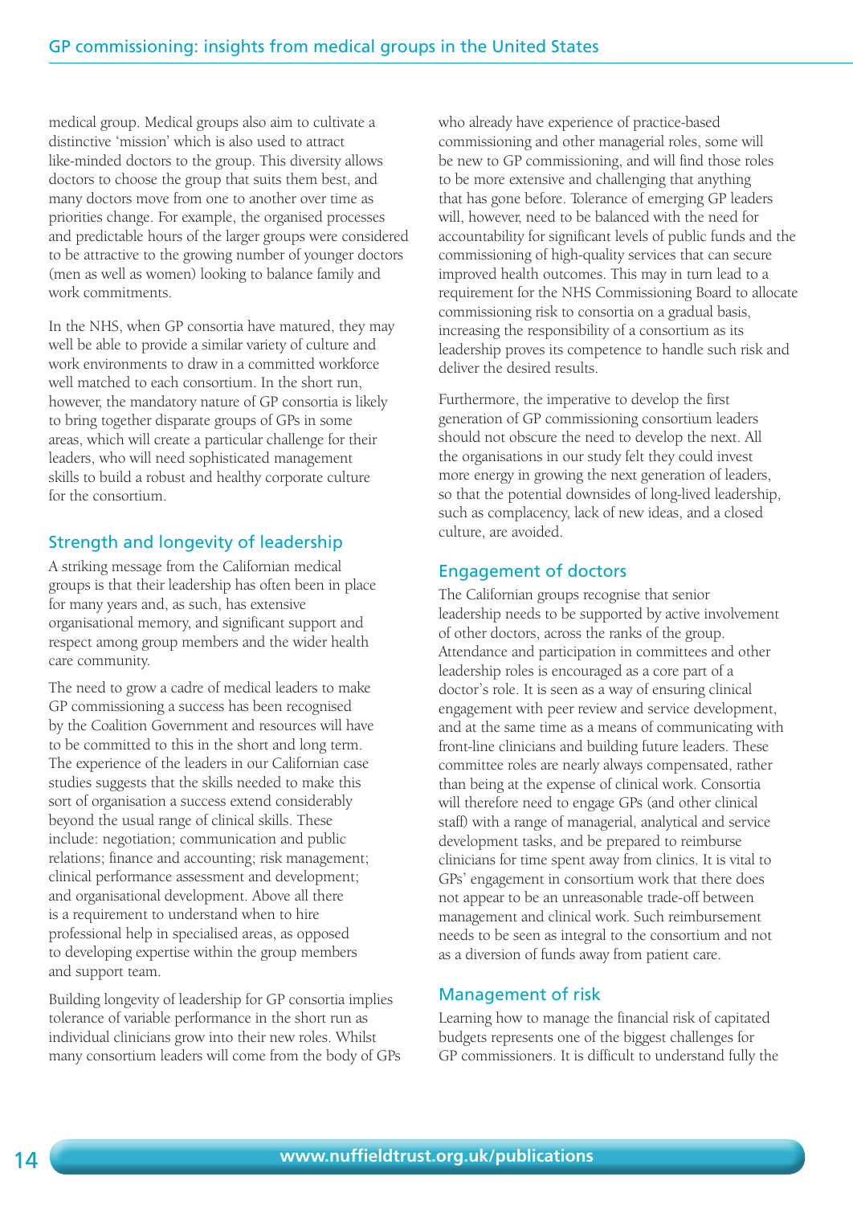medical group. Medical groups also aim to cultivate a distinctive 'mission' which is also used to attract like-minded doctors to the group. This diversity allows doctors to choose the group that suits them best, and many doctors move from one to another over time as priorities change. For example, the organised processes and predictable hours of the larger groups were considered to be attractive to the growing number of younger doctors (men as well as women) looking to balance family and work commitments.

In the NHS, when GP consortia have matured, they may well be able to provide a similar variety of culture and work environments to draw in a committed workforce well matched to each consortium. In the short run, however, the mandatory nature of GP consortia is likely to bring together disparate groups of GPs in some areas, which will create a particular challenge for their leaders, who will need sophisticated management skills to build a robust and healthy corporate culture for the consortium.

## Strength and longevity of leadership

A striking message from the Californian medical groups is that their leadership has often been in place for many years and, as such, has extensive organisational memory, and significant support and respect among group members and the wider health care community.

The need to grow a cadre of medical leaders to make GP commissioning a success has been recognised by the Coalition Government and resources will have to be committed to this in the short and long term. The experience of the leaders in our Californian case studies suggests that the skills needed to make this sort of organisation a success extend considerably beyond the usual range of clinical skills. These include: negotiation; communication and public relations; finance and accounting; risk management; clinical performance assessment and development; and organisational development. Above all there is a requirement to understand when to hire professional help in specialised areas, as opposed to developing expertise within the group members and support team.

Building longevity of leadership for GP consortia implies tolerance of variable performance in the short run as individual clinicians grow into their new roles. Whilst many consortium leaders will come from the body of GPs who already have experience of practice-based commissioning and other managerial roles, some will be new to GP commissioning, and will find those roles to be more extensive and challenging that anything that has gone before. Tolerance of emerging GP leaders will, however, need to be balanced with the need for accountability for significant levels of public funds and the commissioning of high-quality services that can secure improved health outcomes. This may in turn lead to a requirement for the NHS Commissioning Board to allocate commissioning risk to consortia on a gradual basis, increasing the responsibility of a consortium as its leadership proves its competence to handle such risk and deliver the desired results.

Furthermore, the imperative to develop the first generation of GP commissioning consortium leaders should not obscure the need to develop the next. All the organisations in our study felt they could invest more energy in growing the next generation of leaders, so that the potential downsides of long-lived leadership, such as complacency, lack of new ideas, and a closed culture, are avoided.

## Engagement of doctors

The Californian groups recognise that senior leadership needs to be supported by active involvement of other doctors, across the ranks of the group. Attendance and participation in committees and other leadership roles is encouraged as a core part of a doctor's role. It is seen as a way of ensuring clinical engagement with peer review and service development, and at the same time as a means of communicating with front-line clinicians and building future leaders. These committee roles are nearly always compensated, rather than being at the expense of clinical work. Consortia will therefore need to engage GPs (and other clinical staff) with a range of managerial, analytical and service development tasks, and be prepared to reimburse clinicians for time spent away from clinics. It is vital to GPs' engagement in consortium work that there does not appear to be an unreasonable trade-off between management and clinical work. Such reimbursement needs to be seen as integral to the consortium and not as a diversion of funds away from patient care.

## Management of risk

Learning how to manage the financial risk of capitated budgets represents one of the biggest challenges for GP commissioners. It is difficult to understand fully the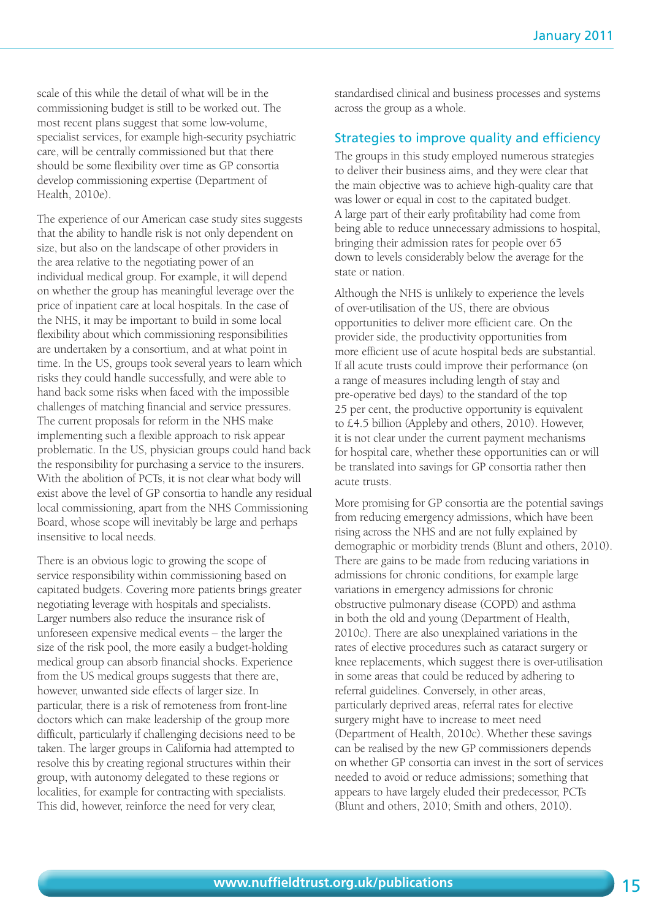scale of this while the detail of what will be in the commissioning budget is still to be worked out. The most recent plans suggest that some low-volume, specialist services, for example high-security psychiatric care, will be centrally commissioned but that there should be some flexibility over time as GP consortia develop commissioning expertise (Department of Health, 2010e).

The experience of our American case study sites suggests that the ability to handle risk is not only dependent on size, but also on the landscape of other providers in the area relative to the negotiating power of an individual medical group. For example, it will depend on whether the group has meaningful leverage over the price of inpatient care at local hospitals. In the case of the NHS, it may be important to build in some local flexibility about which commissioning responsibilities are undertaken by a consortium, and at what point in time. In the US, groups took several years to learn which risks they could handle successfully, and were able to hand back some risks when faced with the impossible challenges of matching financial and service pressures. The current proposals for reform in the NHS make implementing such a flexible approach to risk appear problematic. In the US, physician groups could hand back the responsibility for purchasing a service to the insurers. With the abolition of PCTs, it is not clear what body will exist above the level of GP consortia to handle any residual local commissioning, apart from the NHS Commissioning Board, whose scope will inevitably be large and perhaps insensitive to local needs.

There is an obvious logic to growing the scope of service responsibility within commissioning based on capitated budgets. Covering more patients brings greater negotiating leverage with hospitals and specialists. Larger numbers also reduce the insurance risk of unforeseen expensive medical events – the larger the size of the risk pool, the more easily a budget-holding medical group can absorb financial shocks. Experience from the US medical groups suggests that there are, however, unwanted side effects of larger size. In particular, there is a risk of remoteness from front-line doctors which can make leadership of the group more difficult, particularly if challenging decisions need to be taken. The larger groups in California had attempted to resolve this by creating regional structures within their group, with autonomy delegated to these regions or localities, for example for contracting with specialists. This did, however, reinforce the need for very clear, standardised clinical and business processes and systems across the group as a whole.

## Strategies to improve quality and efficiency

The groups in this study employed numerous strategies to deliver their business aims, and they were clear that the main objective was to achieve high-quality care that was lower or equal in cost to the capitated budget. A large part of their early profitability had come from being able to reduce unnecessary admissions to hospital, bringing their admission rates for people over 65 down to levels considerably below the average for the state or nation.

Although the NHS is unlikely to experience the levels of over-utilisation of the US, there are obvious opportunities to deliver more efficient care. On the provider side, the productivity opportunities from more efficient use of acute hospital beds are substantial. If all acute trusts could improve their performance (on a range of measures including length of stay and pre-operative bed days) to the standard of the top 25 per cent, the productive opportunity is equivalent to £4.5 billion (Appleby and others, 2010). However, it is not clear under the current payment mechanisms for hospital care, whether these opportunities can or will be translated into savings for GP consortia rather then acute trusts.

More promising for GP consortia are the potential savings from reducing emergency admissions, which have been rising across the NHS and are not fully explained by demographic or morbidity trends (Blunt and others, 2010). There are gains to be made from reducing variations in admissions for chronic conditions, for example large variations in emergency admissions for chronic obstructive pulmonary disease (COPD) and asthma in both the old and young (Department of Health, 2010c). There are also unexplained variations in the rates of elective procedures such as cataract surgery or knee replacements, which suggest there is over-utilisation in some areas that could be reduced by adhering to referral guidelines. Conversely, in other areas, particularly deprived areas, referral rates for elective surgery might have to increase to meet need (Department of Health, 2010c). Whether these savings can be realised by the new GP commissioners depends on whether GP consortia can invest in the sort of services needed to avoid or reduce admissions; something that appears to have largely eluded their predecessor, PCTs (Blunt and others, 2010; Smith and others, 2010).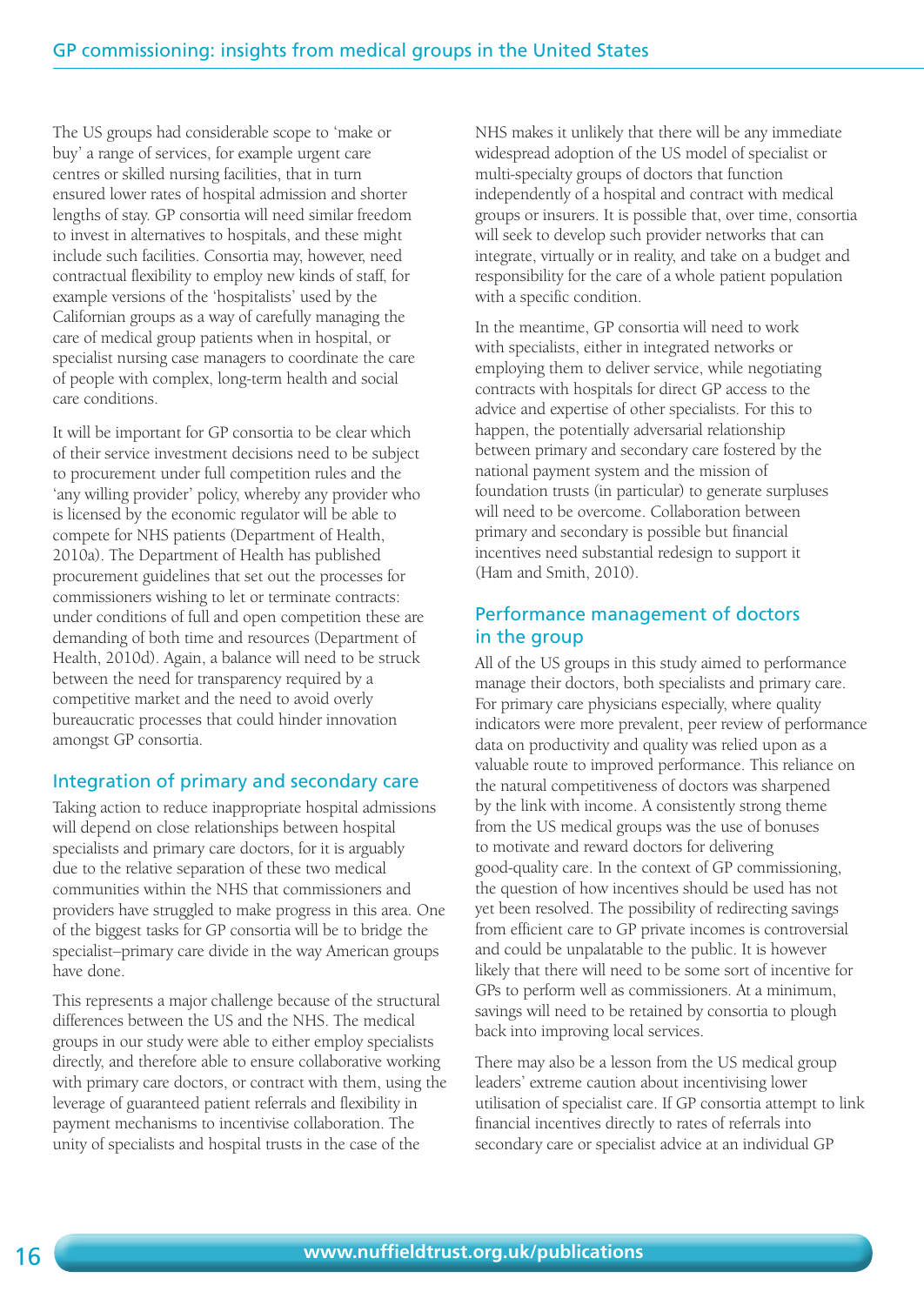The US groups had considerable scope to 'make or buy' a range of services, for example urgent care centres or skilled nursing facilities, that in turn ensured lower rates of hospital admission and shorter lengths of stay. GP consortia will need similar freedom to invest in alternatives to hospitals, and these might include such facilities. Consortia may, however, need contractual flexibility to employ new kinds of staff, for example versions of the 'hospitalists' used by the Californian groups as a way of carefully managing the care of medical group patients when in hospital, or specialist nursing case managers to coordinate the care of people with complex, long-term health and social care conditions.

It will be important for GP consortia to be clear which of their service investment decisions need to be subject to procurement under full competition rules and the 'any willing provider' policy, whereby any provider who is licensed by the economic regulator will be able to compete for NHS patients (Department of Health, 2010a). The Department of Health has published procurement guidelines that set out the processes for commissioners wishing to let or terminate contracts: under conditions of full and open competition these are demanding of both time and resources (Department of Health, 2010d). Again, a balance will need to be struck between the need for transparency required by a competitive market and the need to avoid overly bureaucratic processes that could hinder innovation amongst GP consortia.

## Integration of primary and secondary care

Taking action to reduce inappropriate hospital admissions will depend on close relationships between hospital specialists and primary care doctors, for it is arguably due to the relative separation of these two medical communities within the NHS that commissioners and providers have struggled to make progress in this area. One of the biggest tasks for GP consortia will be to bridge the specialist–primary care divide in the way American groups have done.

This represents a major challenge because of the structural differences between the US and the NHS. The medical groups in our study were able to either employ specialists directly, and therefore able to ensure collaborative working with primary care doctors, or contract with them, using the leverage of guaranteed patient referrals and flexibility in payment mechanisms to incentivise collaboration. The unity of specialists and hospital trusts in the case of the NHS makes it unlikely that there will be any immediate widespread adoption of the US model of specialist or multi-specialty groups of doctors that function independently of a hospital and contract with medical groups or insurers. It is possible that, over time, consortia will seek to develop such provider networks that can integrate, virtually or in reality, and take on a budget and responsibility for the care of a whole patient population with a specific condition.

In the meantime, GP consortia will need to work with specialists, either in integrated networks or employing them to deliver service, while negotiating contracts with hospitals for direct GP access to the advice and expertise of other specialists. For this to happen, the potentially adversarial relationship between primary and secondary care fostered by the national payment system and the mission of foundation trusts (in particular) to generate surpluses will need to be overcome. Collaboration between primary and secondary is possible but financial incentives need substantial redesign to support it (Ham and Smith, 2010).

## Performance management of doctors in the group

All of the US groups in this study aimed to performance manage their doctors, both specialists and primary care. For primary care physicians especially, where quality indicators were more prevalent, peer review of performance data on productivity and quality was relied upon as a valuable route to improved performance. This reliance on the natural competitiveness of doctors was sharpened by the link with income. A consistently strong theme from the US medical groups was the use of bonuses to motivate and reward doctors for delivering good-quality care. In the context of GP commissioning, the question of how incentives should be used has not yet been resolved. The possibility of redirecting savings from efficient care to GP private incomes is controversial and could be unpalatable to the public. It is however likely that there will need to be some sort of incentive for GPs to perform well as commissioners. At a minimum, savings will need to be retained by consortia to plough back into improving local services.

There may also be a lesson from the US medical group leaders' extreme caution about incentivising lower utilisation of specialist care. If GP consortia attempt to link financial incentives directly to rates of referrals into secondary care or specialist advice at an individual GP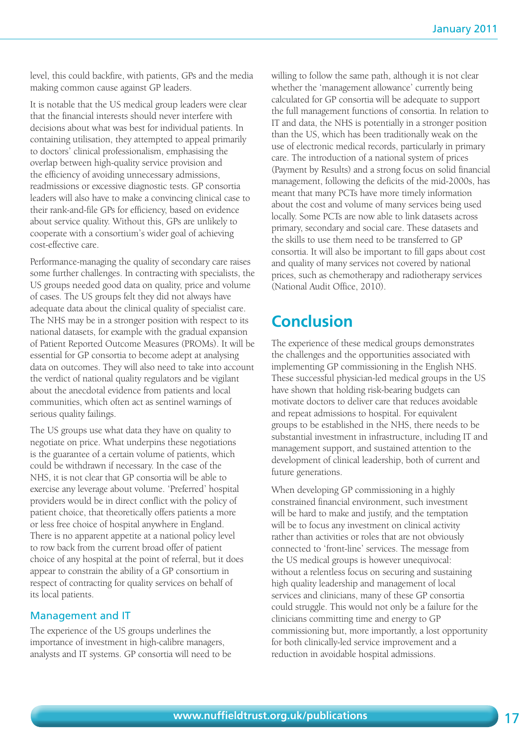level, this could backfire, with patients, GPs and the media making common cause against GP leaders.

It is notable that the US medical group leaders were clear that the financial interests should never interfere with decisions about what was best for individual patients. In containing utilisation, they attempted to appeal primarily to doctors' clinical professionalism, emphasising the overlap between high-quality service provision and the efficiency of avoiding unnecessary admissions, readmissions or excessive diagnostic tests. GP consortia leaders will also have to make a convincing clinical case to their rank-and-file GPs for efficiency, based on evidence about service quality. Without this, GPs are unlikely to cooperate with a consortium's wider goal of achieving cost-effective care.

Performance-managing the quality of secondary care raises some further challenges. In contracting with specialists, the US groups needed good data on quality, price and volume of cases. The US groups felt they did not always have adequate data about the clinical quality of specialist care. The NHS may be in a stronger position with respect to its national datasets, for example with the gradual expansion of Patient Reported Outcome Measures (PROMs). It will be essential for GP consortia to become adept at analysing data on outcomes. They will also need to take into account the verdict of national quality regulators and be vigilant about the anecdotal evidence from patients and local communities, which often act as sentinel warnings of serious quality failings.

The US groups use what data they have on quality to negotiate on price. What underpins these negotiations is the guarantee of a certain volume of patients, which could be withdrawn if necessary. In the case of the NHS, it is not clear that GP consortia will be able to exercise any leverage about volume. 'Preferred' hospital providers would be in direct conflict with the policy of patient choice, that theoretically offers patients a more or less free choice of hospital anywhere in England. There is no apparent appetite at a national policy level to row back from the current broad offer of patient choice of any hospital at the point of referral, but it does appear to constrain the ability of a GP consortium in respect of contracting for quality services on behalf of its local patients.

### Management and IT

The experience of the US groups underlines the importance of investment in high-calibre managers, analysts and IT systems. GP consortia will need to be willing to follow the same path, although it is not clear whether the 'management allowance' currently being calculated for GP consortia will be adequate to support the full management functions of consortia. In relation to IT and data, the NHS is potentially in a stronger position than the US, which has been traditionally weak on the use of electronic medical records, particularly in primary care. The introduction of a national system of prices (Payment by Results) and a strong focus on solid financial management, following the deficits of the mid-2000s, has meant that many PCTs have more timely information about the cost and volume of many services being used locally. Some PCTs are now able to link datasets across primary, secondary and social care. These datasets and the skills to use them need to be transferred to GP consortia. It will also be important to fill gaps about cost and quality of many services not covered by national prices, such as chemotherapy and radiotherapy services (National Audit Office, 2010).

## Conclusion

The experience of these medical groups demonstrates the challenges and the opportunities associated with implementing GP commissioning in the English NHS. These successful physician-led medical groups in the US have shown that holding risk-bearing budgets can motivate doctors to deliver care that reduces avoidable and repeat admissions to hospital. For equivalent groups to be established in the NHS, there needs to be substantial investment in infrastructure, including IT and management support, and sustained attention to the development of clinical leadership, both of current and future generations.

When developing GP commissioning in a highly constrained financial environment, such investment will be hard to make and justify, and the temptation will be to focus any investment on clinical activity rather than activities or roles that are not obviously connected to 'front-line' services. The message from the US medical groups is however unequivocal: without a relentless focus on securing and sustaining high quality leadership and management of local services and clinicians, many of these GP consortia could struggle. This would not only be a failure for the clinicians committing time and energy to GP commissioning but, more importantly, a lost opportunity for both clinically-led service improvement and a reduction in avoidable hospital admissions.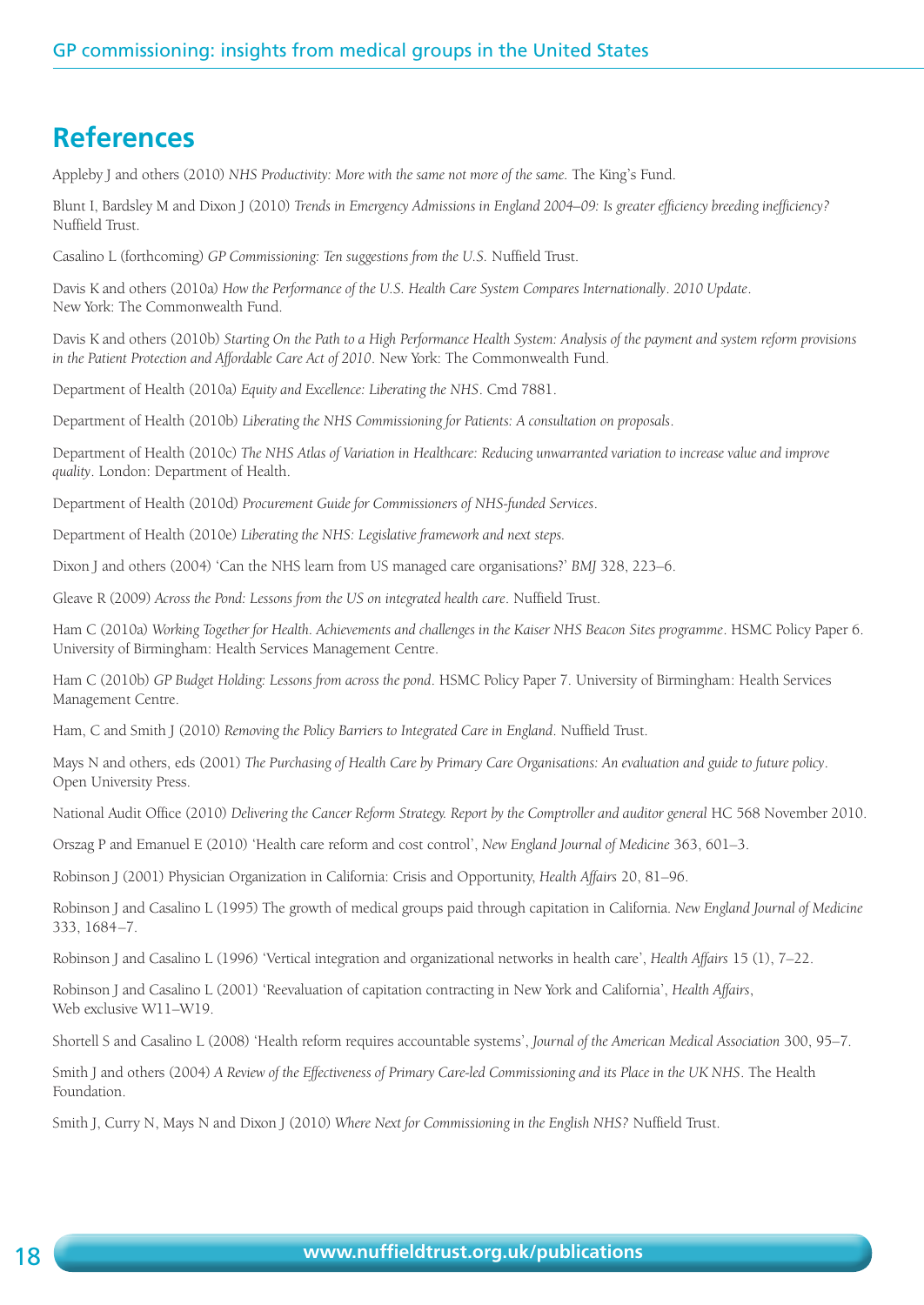## References

Appleby J and others (2010) *NHS Productivity: More with the same not more of the same.* The King's Fund.

Blunt I, Bardsley M and Dixon J (2010) *Trends in Emergency Admissions in England 2004–09: Is greater efficiency breeding inefficiency?* Nuffield Trust.

Casalino L (forthcoming) *GP Commissioning: Ten suggestions from the U.S.* Nuffield Trust.

Davis K and others (2010a) *How the Performance of the U.S. Health Care System Compares Internationally. 2010 Update*. New York: The Commonwealth Fund.

Davis K and others (2010b) *Starting On the Path to a High Performance Health System: Analysis of the payment and system reform provisions in the Patient Protection and Affordable Care Act of 2010*. New York: The Commonwealth Fund.

Department of Health (2010a) *Equity and Excellence: Liberating the NHS*. Cmd 7881.

Department of Health (2010b) *Liberating the NHS Commissioning for Patients: A consultation on proposals*.

Department of Health (2010c) *The NHS Atlas of Variation in Healthcare: Reducing unwarranted variation to increase value and improve quality*. London: Department of Health.

Department of Health (2010d) *Procurement Guide for Commissioners of NHS-funded Services*.

Department of Health (2010e) *Liberating the NHS: Legislative framework and next steps.*

Dixon J and others (2004) 'Can the NHS learn from US managed care organisations?' *BMJ* 328, 223–6.

Gleave R (2009) *Across the Pond: Lessons from the US on integrated health care*. Nuffield Trust.

Ham C (2010a) *Working Together for Health. Achievements and challenges in the Kaiser NHS Beacon Sites programme*. HSMC Policy Paper 6. University of Birmingham: Health Services Management Centre.

Ham C (2010b) *GP Budget Holding: Lessons from across the pond*. HSMC Policy Paper 7. University of Birmingham: Health Services Management Centre.

Ham, C and Smith J (2010) *Removing the Policy Barriers to Integrated Care in England*. Nuffield Trust.

Mays N and others, eds (2001) *The Purchasing of Health Care by Primary Care Organisations: An evaluation and guide to future policy*. Open University Press.

National Audit Office (2010) *Delivering the Cancer Reform Strategy. Report by the Comptroller and auditor general* HC 568 November 2010.

Orszag P and Emanuel E (2010) 'Health care reform and cost control', *New England Journal of Medicine* 363, 601–3.

Robinson J (2001) Physician Organization in California: Crisis and Opportunity, *Health Affairs* 20, 81–96.

Robinson J and Casalino L (1995) The growth of medical groups paid through capitation in California. *New England Journal of Medicine* 333, 1684–7.

Robinson J and Casalino L (1996) 'Vertical integration and organizational networks in health care', *Health Affairs* 15 (1), 7–22.

Robinson J and Casalino L (2001) 'Reevaluation of capitation contracting in New York and California', *Health Affairs*, Web exclusive W11–W19.

Shortell S and Casalino L (2008) 'Health reform requires accountable systems', *Journal of the American Medical Association* 300, 95–7.

Smith J and others (2004) *A Review of the Effectiveness of Primary Care-led Commissioning and its Place in the UK NHS*. The Health Foundation.

Smith J, Curry N, Mays N and Dixon J (2010) *Where Next for Commissioning in the English NHS?* Nuffield Trust.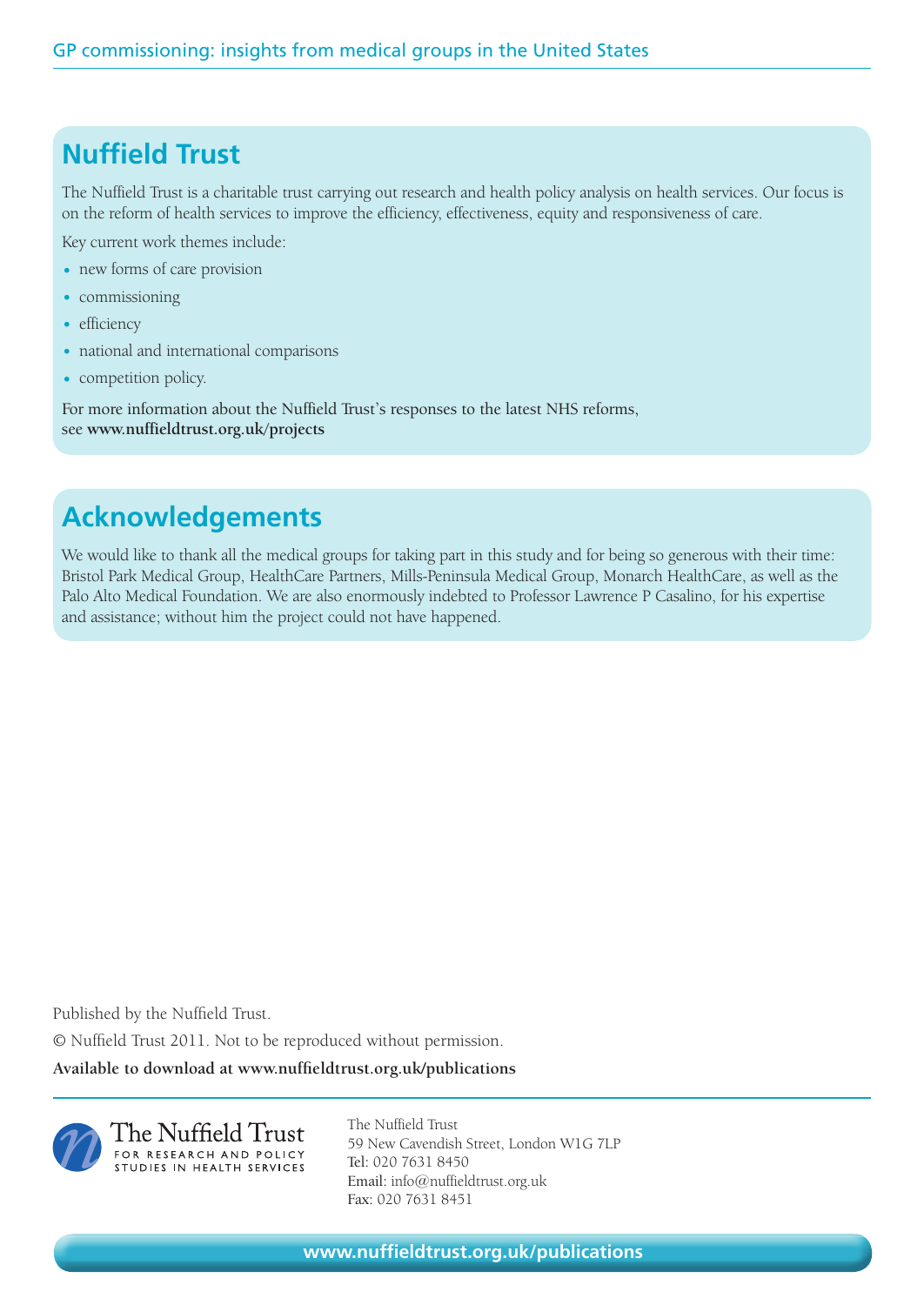## Nuffield Trust

The Nuffield Trust is a charitable trust carrying out research and health policy analysis on health services. Our focus is on the reform of health services to improve the efficiency, effectiveness, equity and responsiveness of care.

Key current work themes include:

- new forms of care provision
- commissioning
- efficiency
- national and international comparisons
- competition policy.

For more information about the Nuffield Trust's responses to the latest NHS reforms, see **www.nuffieldtrust.org.uk/projects**

## Acknowledgements

We would like to thank all the medical groups for taking part in this study and for being so generous with their time: Bristol Park Medical Group, HealthCare Partners, Mills-Peninsula Medical Group, Monarch HealthCare, as well as the Palo Alto Medical Foundation. We are also enormously indebted to Professor Lawrence P Casalino, for his expertise and assistance; without him the project could not have happened.

Published by the Nuffield Trust.

© Nuffield Trust 2011. Not to be reproduced without permission.

**Available to download at www.nuffieldtrust.org.uk/publications**

The Nuffield Trust
FOR RESEARCH AND POLICY STUDIES IN HEALTH SERVICES

The Nuffield Trust
59 New Cavendish Street, London W1G 7LP
Tel: 020 7631 8450
Email: info@nuffieldtrust.org.uk
Fax: 020 7631 8451

**www.nuffieldtrust.org.uk/publications**